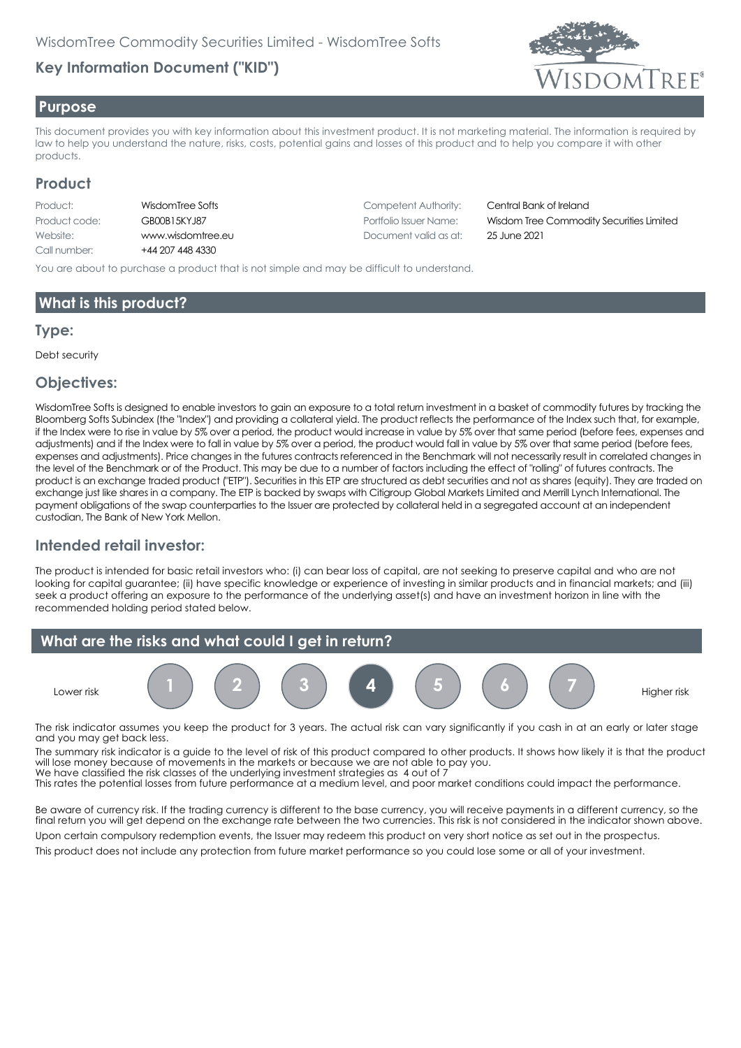WisdomTree Commodity Securities Limited - WisdomTree Softs

## Key Information Document ("KID")

## Purpose

This document provides you with key information about this investment product. It is not marketing material. The information is required by law to help you understand the nature, risks, costs, potential gains and losses of this product and to help you compare it with other products.

## Product

| | | | |
|---|---|---|---|
| Product: | WisdomTree Softs | Competent Authority: | Central Bank of Ireland |
| Product code: | GB00B15KYJ87 | Portfolio Issuer Name: | Wisdom Tree Commodity Securities Limited |
| Website: | www.wisdomtree.eu | Document valid as at: | 25 June 2021 |
| Call number: | +44 207 448 4330 | | |

You are about to purchase a product that is not simple and may be difficult to understand.

## What is this product?

### Type:

Debt security

### Objectives:

WisdomTree Softs is designed to enable investors to gain an exposure to a total return investment in a basket of commodity futures by tracking the Bloomberg Softs Subindex (the "Index") and providing a collateral yield. The product reflects the performance of the Index such that, for example, if the Index were to rise in value by 5% over a period, the product would increase in value by 5% over that same period (before fees, expenses and adjustments) and if the Index were to fall in value by 5% over a period, the product would fall in value by 5% over that same period (before fees, expenses and adjustments). Price changes in the futures contracts referenced in the Benchmark will not necessarily result in correlated changes in the level of the Benchmark or of the Product. This may be due to a number of factors including the effect of "rolling" of futures contracts. The product is an exchange traded product ("ETP"). Securities in this ETP are structured as debt securities and not as shares (equity). They are traded on exchange just like shares in a company. The ETP is backed by swaps with Citigroup Global Markets Limited and Merrill Lynch International. The payment obligations of the swap counterparties to the Issuer are protected by collateral held in a segregated account at an independent custodian, The Bank of New York Mellon.

### Intended retail investor:

The product is intended for basic retail investors who: (i) can bear loss of capital, are not seeking to preserve capital and who are not looking for capital guarantee; (ii) have specific knowledge or experience of investing in similar products and in financial markets; and (iii) seek a product offering an exposure to the performance of the underlying asset(s) and have an investment horizon in line with the recommended holding period stated below.

## What are the risks and what could I get in return?

Lower risk | 1 | 2 | 3 | **4** | 5 | 6 | 7 | Higher risk

The risk indicator assumes you keep the product for 3 years. The actual risk can vary significantly if you cash in at an early or later stage and you may get back less.

The summary risk indicator is a guide to the level of risk of this product compared to other products. It shows how likely it is that the product will lose money because of movements in the markets or because we are not able to pay you.
We have classified the risk classes of the underlying investment strategies as 4 out of 7
This rates the potential losses from future performance at a medium level, and poor market conditions could impact the performance.

Be aware of currency risk. If the trading currency is different to the base currency, you will receive payments in a different currency, so the final return you will get depend on the exchange rate between the two currencies. This risk is not considered in the indicator shown above.

Upon certain compulsory redemption events, the Issuer may redeem this product on very short notice as set out in the prospectus.

This product does not include any protection from future market performance so you could lose some or all of your investment.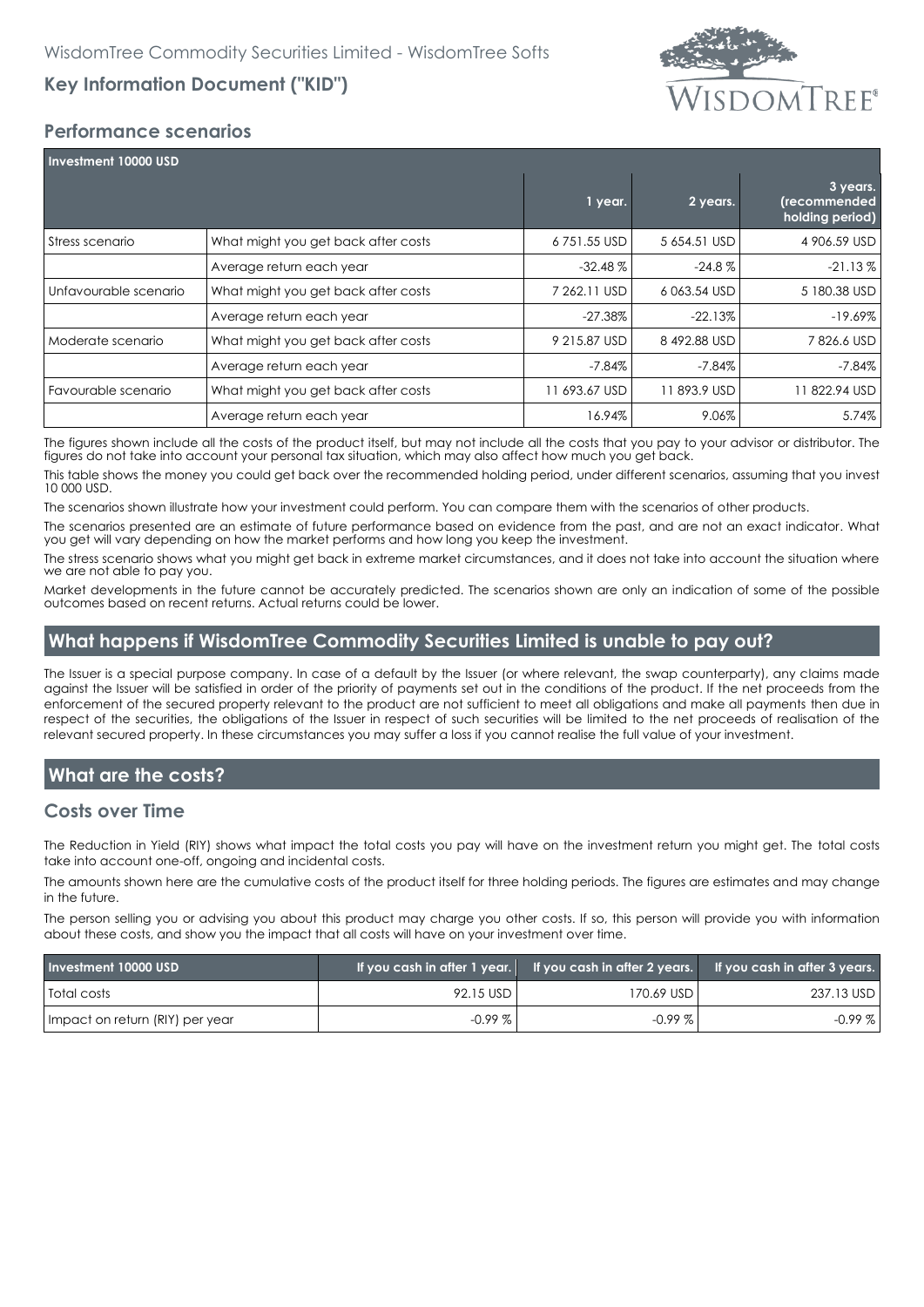WisdomTree Commodity Securities Limited - WisdomTree Softs

**Key Information Document ("KID")**

## Performance scenarios

| Investment 10000 USD | | 1 year. | 2 years. | 3 years. (recommended holding period) |
|---|---|---|---|---|
| Stress scenario | What might you get back after costs | 6 751.55 USD | 5 654.51 USD | 4 906.59 USD |
| | Average return each year | -32.48 % | -24.8 % | -21.13 % |
| Unfavourable scenario | What might you get back after costs | 7 262.11 USD | 6 063.54 USD | 5 180.38 USD |
| | Average return each year | -27.38% | -22.13% | -19.69% |
| Moderate scenario | What might you get back after costs | 9 215.87 USD | 8 492.88 USD | 7 826.6 USD |
| | Average return each year | -7.84% | -7.84% | -7.84% |
| Favourable scenario | What might you get back after costs | 11 693.67 USD | 11 893.9 USD | 11 822.94 USD |
| | Average return each year | 16.94% | 9.06% | 5.74% |

The figures shown include all the costs of the product itself, but may not include all the costs that you pay to your advisor or distributor. The figures do not take into account your personal tax situation, which may also affect how much you get back.

This table shows the money you could get back over the recommended holding period, under different scenarios, assuming that you invest 10 000 USD.

The scenarios shown illustrate how your investment could perform. You can compare them with the scenarios of other products.

The scenarios presented are an estimate of future performance based on evidence from the past, and are not an exact indicator. What you get will vary depending on how the market performs and how long you keep the investment.

The stress scenario shows what you might get back in extreme market circumstances, and it does not take into account the situation where we are not able to pay you.

Market developments in the future cannot be accurately predicted. The scenarios shown are only an indication of some of the possible outcomes based on recent returns. Actual returns could be lower.

## What happens if WisdomTree Commodity Securities Limited is unable to pay out?

The Issuer is a special purpose company. In case of a default by the Issuer (or where relevant, the swap counterparty), any claims made against the Issuer will be satisfied in order of the priority of payments set out in the conditions of the product. If the net proceeds from the enforcement of the secured property relevant to the product are not sufficient to meet all obligations and make all payments then due in respect of the securities, the obligations of the Issuer in respect of such securities will be limited to the net proceeds of realisation of the relevant secured property. In these circumstances you may suffer a loss if you cannot realise the full value of your investment.

## What are the costs?

### Costs over Time

The Reduction in Yield (RIY) shows what impact the total costs you pay will have on the investment return you might get. The total costs take into account one-off, ongoing and incidental costs.

The amounts shown here are the cumulative costs of the product itself for three holding periods. The figures are estimates and may change in the future.

The person selling you or advising you about this product may charge you other costs. If so, this person will provide you with information about these costs, and show you the impact that all costs will have on your investment over time.

| Investment 10000 USD | If you cash in after 1 year. | If you cash in after 2 years. | If you cash in after 3 years. |
|---|---|---|---|
| Total costs | 92.15 USD | 170.69 USD | 237.13 USD |
| Impact on return (RIY) per year | -0.99 % | -0.99 % | -0.99 % |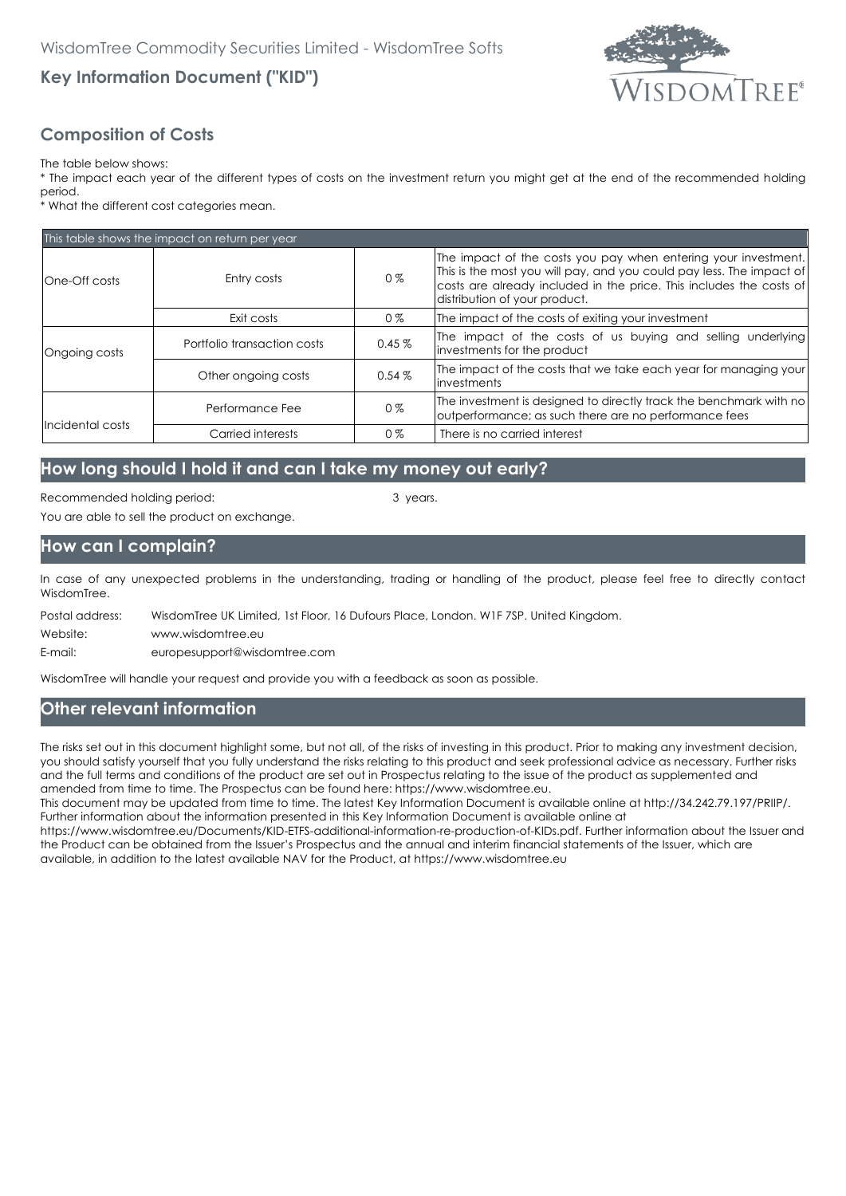## Composition of Costs

The table below shows:

* The impact each year of the different types of costs on the investment return you might get at the end of the recommended holding period.
* What the different cost categories mean.

| This table shows the impact on return per year | | | |
|---|---|---|---|
| One-Off costs | Entry costs | 0 % | The impact of the costs you pay when entering your investment. This is the most you will pay, and you could pay less. The impact of costs are already included in the price. This includes the costs of distribution of your product. |
| | Exit costs | 0 % | The impact of the costs of exiting your investment |
| Ongoing costs | Portfolio transaction costs | 0.45 % | The impact of the costs of us buying and selling underlying investments for the product |
| | Other ongoing costs | 0.54 % | The impact of the costs that we take each year for managing your investments |
| Incidental costs | Performance Fee | 0 % | The investment is designed to directly track the benchmark with no outperformance; as such there are no performance fees |
| | Carried interests | 0 % | There is no carried interest |

## How long should I hold it and can I take my money out early?

Recommended holding period: 3 years.

You are able to sell the product on exchange.

## How can I complain?

In case of any unexpected problems in the understanding, trading or handling of the product, please feel free to directly contact WisdomTree.

Postal address: WisdomTree UK Limited, 1st Floor, 16 Dufours Place, London. W1F 7SP. United Kingdom.

Website: www.wisdomtree.eu

E-mail: europesupport@wisdomtree.com

WisdomTree will handle your request and provide you with a feedback as soon as possible.

## Other relevant information

The risks set out in this document highlight some, but not all, of the risks of investing in this product. Prior to making any investment decision, you should satisfy yourself that you fully understand the risks relating to this product and seek professional advice as necessary. Further risks and the full terms and conditions of the product are set out in Prospectus relating to the issue of the product as supplemented and amended from time to time. The Prospectus can be found here: https://www.wisdomtree.eu.

This document may be updated from time to time. The latest Key Information Document is available online at http://34.242.79.197/PRIIP/. Further information about the information presented in this Key Information Document is available online at https://www.wisdomtree.eu/Documents/KID-ETFS-additional-information-re-production-of-KIDs.pdf. Further information about the Issuer and the Product can be obtained from the Issuer's Prospectus and the annual and interim financial statements of the Issuer, which are available, in addition to the latest available NAV for the Product, at https://www.wisdomtree.eu